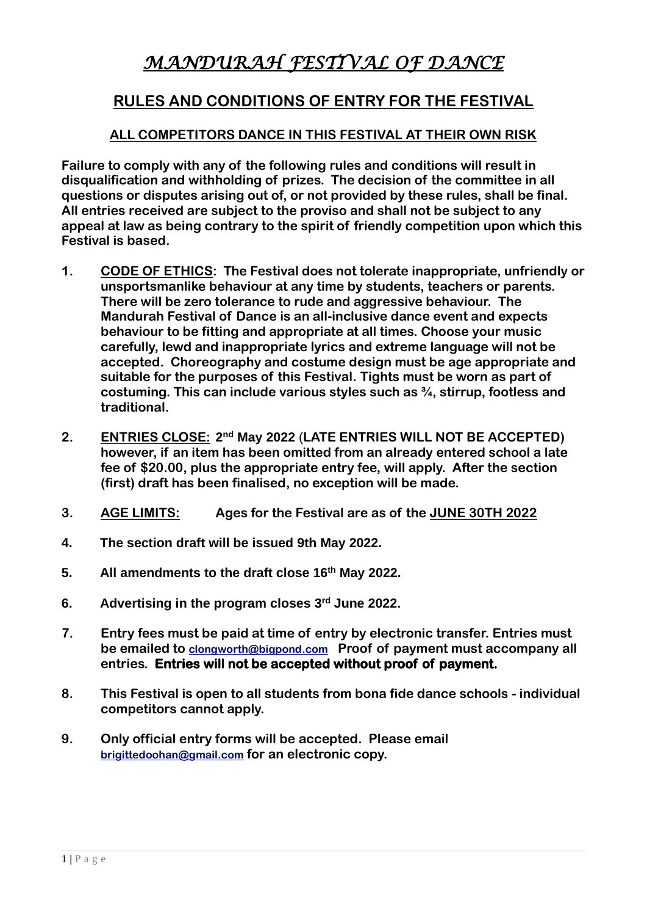# *MANDURAH FESTIVAL OF DANCE*

## RULES AND CONDITIONS OF ENTRY FOR THE FESTIVAL

### ALL COMPETITORS DANCE IN THIS FESTIVAL AT THEIR OWN RISK

**Failure to comply with any of the following rules and conditions will result in disqualification and withholding of prizes. The decision of the committee in all questions or disputes arising out of, or not provided by these rules, shall be final. All entries received are subject to the proviso and shall not be subject to any appeal at law as being contrary to the spirit of friendly competition upon which this Festival is based.**

1. **CODE OF ETHICS: The Festival does not tolerate inappropriate, unfriendly or unsportsmanlike behaviour at any time by students, teachers or parents. There will be zero tolerance to rude and aggressive behaviour. The Mandurah Festival of Dance is an all-inclusive dance event and expects behaviour to be fitting and appropriate at all times. Choose your music carefully, lewd and inappropriate lyrics and extreme language will not be accepted. Choreography and costume design must be age appropriate and suitable for the purposes of this Festival. Tights must be worn as part of costuming. This can include various styles such as ¾, stirrup, footless and traditional.**

2. **ENTRIES CLOSE: 2nd May 2022 (LATE ENTRIES WILL NOT BE ACCEPTED) however, if an item has been omitted from an already entered school a late fee of $20.00, plus the appropriate entry fee, will apply. After the section (first) draft has been finalised, no exception will be made.**

3. **AGE LIMITS: Ages for the Festival are as of the JUNE 30TH 2022**

4. **The section draft will be issued 9th May 2022.**

5. **All amendments to the draft close 16th May 2022.**

6. **Advertising in the program closes 3rd June 2022.**

7. **Entry fees must be paid at time of entry by electronic transfer. Entries must be emailed to clongworth@bigpond.com Proof of payment must accompany all entries. Entries will not be accepted without proof of payment.**

8. **This Festival is open to all students from bona fide dance schools - individual competitors cannot apply.**

9. **Only official entry forms will be accepted. Please email brigittedoohan@gmail.com for an electronic copy.**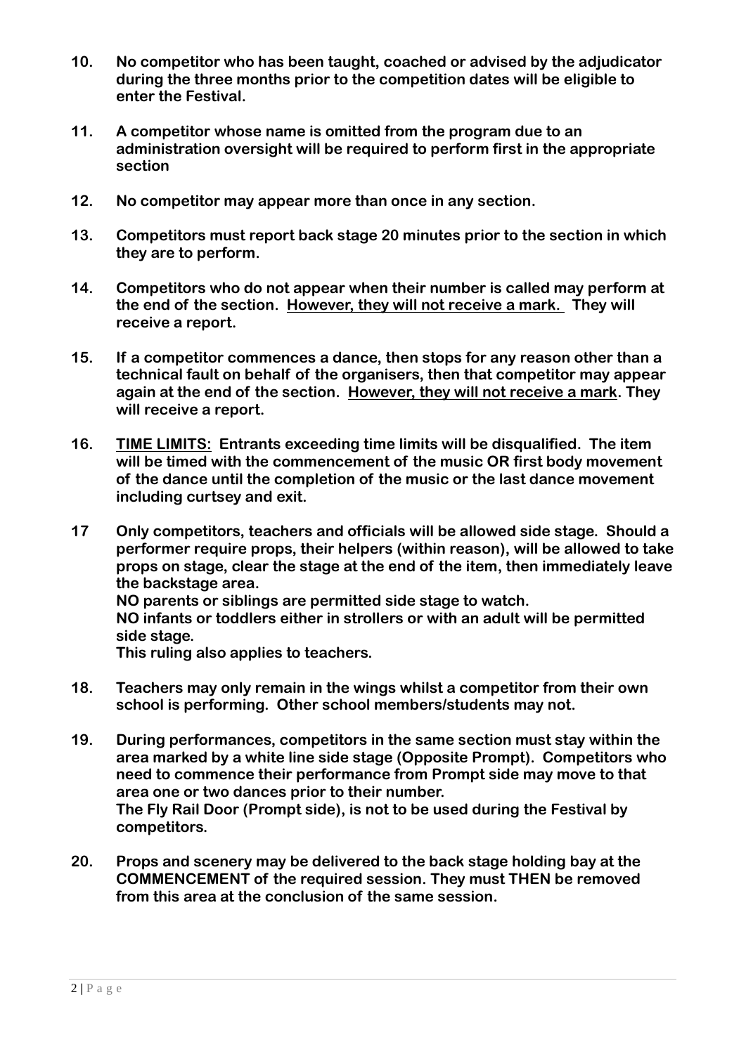10. **No competitor who has been taught, coached or advised by the adjudicator during the three months prior to the competition dates will be eligible to enter the Festival.**

11. **A competitor whose name is omitted from the program due to an administration oversight will be required to perform first in the appropriate section**

12. **No competitor may appear more than once in any section.**

13. **Competitors must report back stage 20 minutes prior to the section in which they are to perform.**

14. **Competitors who do not appear when their number is called may perform at the end of the section. <u>However, they will not receive a mark.</u> They will receive a report.**

15. **If a competitor commences a dance, then stops for any reason other than a technical fault on behalf of the organisers, then that competitor may appear again at the end of the section. <u>However, they will not receive a mark</u>. They will receive a report.**

16. **<u>TIME LIMITS:</u> Entrants exceeding time limits will be disqualified. The item will be timed with the commencement of the music OR first body movement of the dance until the completion of the music or the last dance movement including curtsey and exit.**

17. **Only competitors, teachers and officials will be allowed side stage. Should a performer require props, their helpers (within reason), will be allowed to take props on stage, clear the stage at the end of the item, then immediately leave the backstage area.**
    **NO parents or siblings are permitted side stage to watch.**
    **NO infants or toddlers either in strollers or with an adult will be permitted side stage.**
    **This ruling also applies to teachers.**

18. **Teachers may only remain in the wings whilst a competitor from their own school is performing. Other school members/students may not.**

19. **During performances, competitors in the same section must stay within the area marked by a white line side stage (Opposite Prompt). Competitors who need to commence their performance from Prompt side may move to that area one or two dances prior to their number.**
    **The Fly Rail Door (Prompt side), is not to be used during the Festival by competitors.**

20. **Props and scenery may be delivered to the back stage holding bay at the COMMENCEMENT of the required session. They must THEN be removed from this area at the conclusion of the same session.**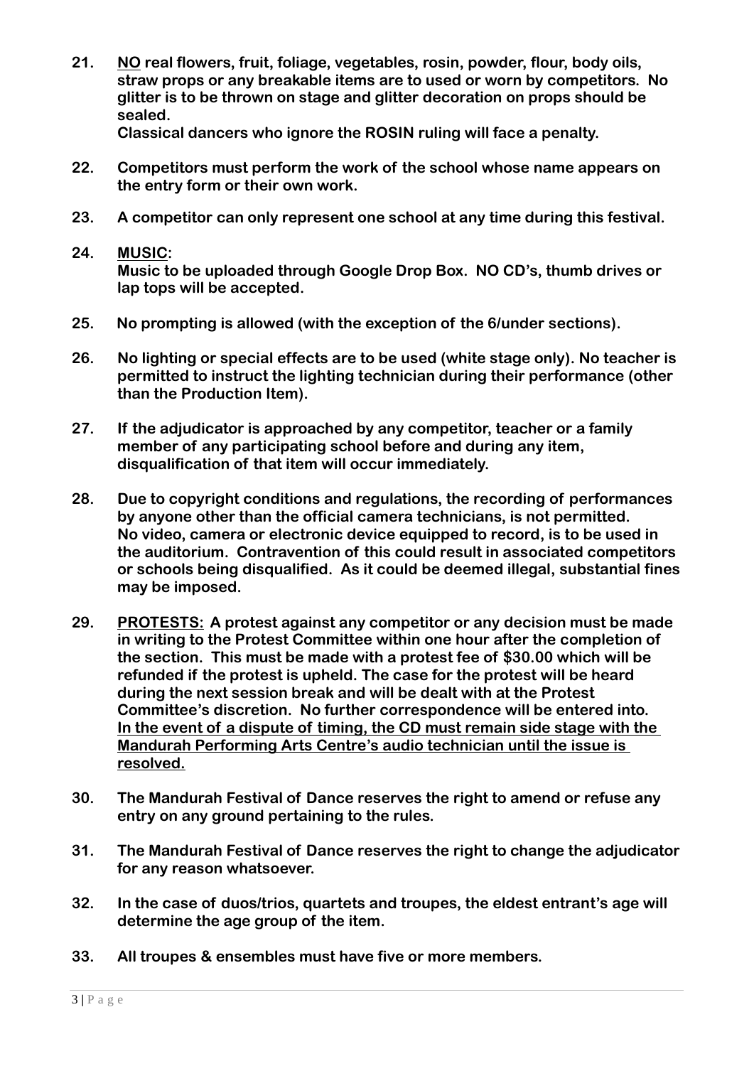21. **<u>NO</u> real flowers, fruit, foliage, vegetables, rosin, powder, flour, body oils, straw props or any breakable items are to used or worn by competitors. No glitter is to be thrown on stage and glitter decoration on props should be sealed.**
    **Classical dancers who ignore the ROSIN ruling will face a penalty.**

22. **Competitors must perform the work of the school whose name appears on the entry form or their own work.**

23. **A competitor can only represent one school at any time during this festival.**

24. **<u>MUSIC</u>:**
    **Music to be uploaded through Google Drop Box. NO CD's, thumb drives or lap tops will be accepted.**

25. **No prompting is allowed (with the exception of the 6/under sections).**

26. **No lighting or special effects are to be used (white stage only). No teacher is permitted to instruct the lighting technician during their performance (other than the Production Item).**

27. **If the adjudicator is approached by any competitor, teacher or a family member of any participating school before and during any item, disqualification of that item will occur immediately.**

28. **Due to copyright conditions and regulations, the recording of performances by anyone other than the official camera technicians, is not permitted. No video, camera or electronic device equipped to record, is to be used in the auditorium. Contravention of this could result in associated competitors or schools being disqualified. As it could be deemed illegal, substantial fines may be imposed.**

29. **<u>PROTESTS:</u> A protest against any competitor or any decision must be made in writing to the Protest Committee within one hour after the completion of the section. This must be made with a protest fee of $30.00 which will be refunded if the protest is upheld. The case for the protest will be heard during the next session break and will be dealt with at the Protest Committee's discretion. No further correspondence will be entered into.**
    **<u>In the event of a dispute of timing, the CD must remain side stage with the Mandurah Performing Arts Centre's audio technician until the issue is resolved.</u>**

30. **The Mandurah Festival of Dance reserves the right to amend or refuse any entry on any ground pertaining to the rules.**

31. **The Mandurah Festival of Dance reserves the right to change the adjudicator for any reason whatsoever.**

32. **In the case of duos/trios, quartets and troupes, the eldest entrant's age will determine the age group of the item.**

33. **All troupes & ensembles must have five or more members.**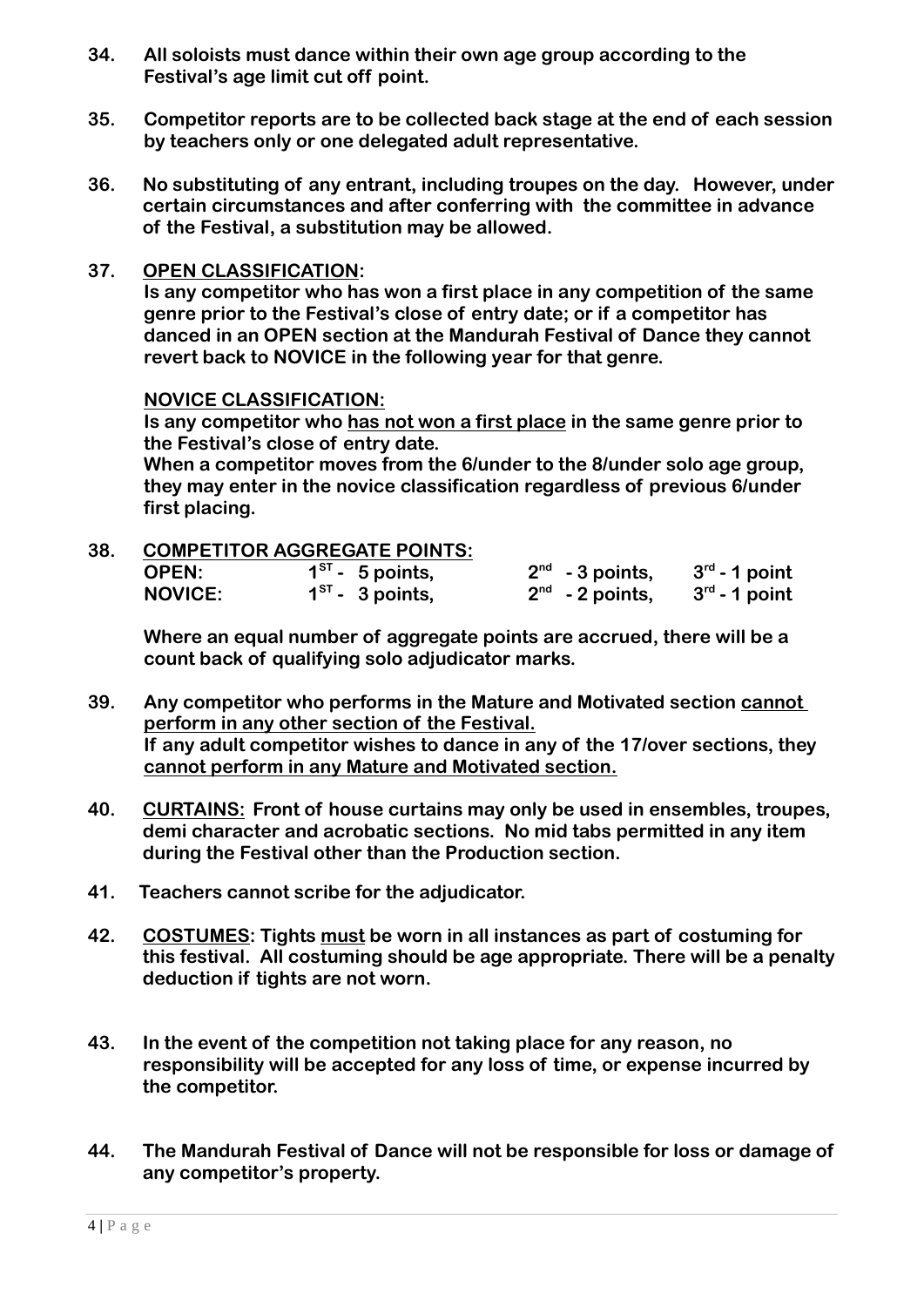**34. All soloists must dance within their own age group according to the Festival's age limit cut off point.**

**35. Competitor reports are to be collected back stage at the end of each session by teachers only or one delegated adult representative.**

**36. No substituting of any entrant, including troupes on the day. However, under certain circumstances and after conferring with the committee in advance of the Festival, a substitution may be allowed.**

**37. <u>OPEN CLASSIFICATION</u>:**
**Is any competitor who has won a first place in any competition of the same genre prior to the Festival's close of entry date; or if a competitor has danced in an OPEN section at the Mandurah Festival of Dance they cannot revert back to NOVICE in the following year for that genre.**

**<u>NOVICE CLASSIFICATION:</u>**
**Is any competitor who <u>has not won a first place</u> in the same genre prior to the Festival's close of entry date.**
**When a competitor moves from the 6/under to the 8/under solo age group, they may enter in the novice classification regardless of previous 6/under first placing.**

**38. <u>COMPETITOR AGGREGATE POINTS:</u>**

| | | | |
|---|---|---|---|
| **OPEN:** | **1ST - 5 points,** | **2nd - 3 points,** | **3rd - 1 point** |
| **NOVICE:** | **1ST - 3 points,** | **2nd - 2 points,** | **3rd - 1 point** |

**Where an equal number of aggregate points are accrued, there will be a count back of qualifying solo adjudicator marks.**

**39. Any competitor who performs in the Mature and Motivated section <u>cannot perform in any other section of the Festival.</u>**
**If any adult competitor wishes to dance in any of the 17/over sections, they <u>cannot perform in any Mature and Motivated section.</u>**

**40. <u>CURTAINS:</u> Front of house curtains may only be used in ensembles, troupes, demi character and acrobatic sections. No mid tabs permitted in any item during the Festival other than the Production section.**

**41. Teachers cannot scribe for the adjudicator.**

**42. <u>COSTUMES</u>: Tights <u>must</u> be worn in all instances as part of costuming for this festival. All costuming should be age appropriate. There will be a penalty deduction if tights are not worn.**

**43. In the event of the competition not taking place for any reason, no responsibility will be accepted for any loss of time, or expense incurred by the competitor.**

**44. The Mandurah Festival of Dance will not be responsible for loss or damage of any competitor's property.**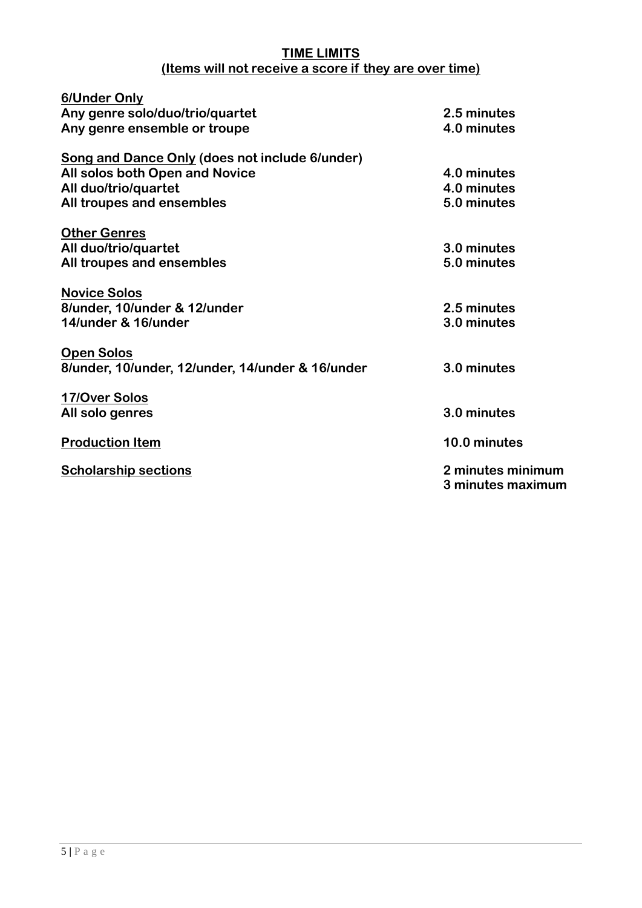## TIME LIMITS

**(Items will not receive a score if they are over time)**

| | |
|---|---|
| **6/Under Only** | |
| **Any genre solo/duo/trio/quartet** | **2.5 minutes** |
| **Any genre ensemble or troupe** | **4.0 minutes** |
| **Song and Dance Only (does not include 6/under)** | |
| **All solos both Open and Novice** | **4.0 minutes** |
| **All duo/trio/quartet** | **4.0 minutes** |
| **All troupes and ensembles** | **5.0 minutes** |
| **Other Genres** | |
| **All duo/trio/quartet** | **3.0 minutes** |
| **All troupes and ensembles** | **5.0 minutes** |
| **Novice Solos** | |
| **8/under, 10/under & 12/under** | **2.5 minutes** |
| **14/under & 16/under** | **3.0 minutes** |
| **Open Solos** | |
| **8/under, 10/under, 12/under, 14/under & 16/under** | **3.0 minutes** |
| **17/Over Solos** | |
| **All solo genres** | **3.0 minutes** |
| **Production Item** | **10.0 minutes** |
| **Scholarship sections** | **2 minutes minimum**<br>**3 minutes maximum** |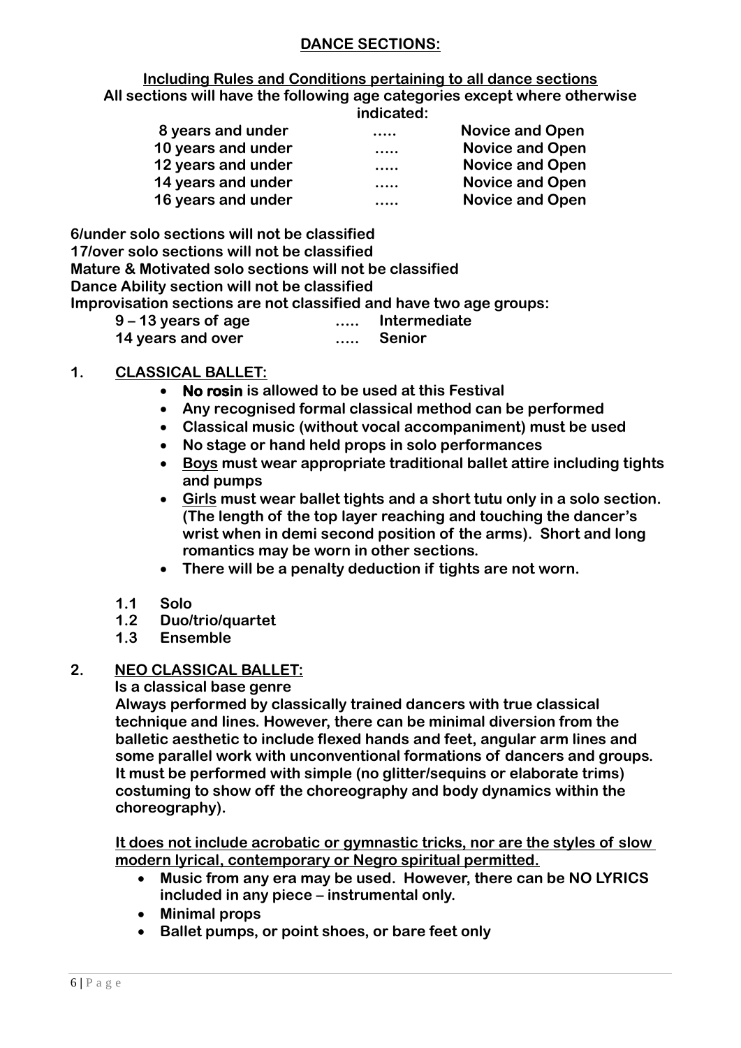## DANCE SECTIONS:

**Including Rules and Conditions pertaining to all dance sections**

**All sections will have the following age categories except where otherwise indicated:**

| | | |
|---|---|---|
| **8 years and under** | ….. | **Novice and Open** |
| **10 years and under** | ….. | **Novice and Open** |
| **12 years and under** | ….. | **Novice and Open** |
| **14 years and under** | ….. | **Novice and Open** |
| **16 years and under** | ….. | **Novice and Open** |

**6/under solo sections will not be classified**
**17/over solo sections will not be classified**
**Mature & Motivated solo sections will not be classified**
**Dance Ability section will not be classified**
**Improvisation sections are not classified and have two age groups:**

| | | |
|---|---|---|
| **9 – 13 years of age** | ….. | **Intermediate** |
| **14 years and over** | ….. | **Senior** |

### 1. CLASSICAL BALLET:

- **No rosin is allowed to be used at this Festival**
- **Any recognised formal classical method can be performed**
- **Classical music (without vocal accompaniment) must be used**
- **No stage or hand held props in solo performances**
- **Boys must wear appropriate traditional ballet attire including tights and pumps**
- **Girls must wear ballet tights and a short tutu only in a solo section. (The length of the top layer reaching and touching the dancer's wrist when in demi second position of the arms). Short and long romantics may be worn in other sections.**
- **There will be a penalty deduction if tights are not worn.**

**1.1 Solo**
**1.2 Duo/trio/quartet**
**1.3 Ensemble**

### 2. NEO CLASSICAL BALLET:

**Is a classical base genre**

**Always performed by classically trained dancers with true classical technique and lines. However, there can be minimal diversion from the balletic aesthetic to include flexed hands and feet, angular arm lines and some parallel work with unconventional formations of dancers and groups. It must be performed with simple (no glitter/sequins or elaborate trims) costuming to show off the choreography and body dynamics within the choreography).**

**It does not include acrobatic or gymnastic tricks, nor are the styles of slow modern lyrical, contemporary or Negro spiritual permitted.**

- **Music from any era may be used. However, there can be NO LYRICS included in any piece – instrumental only.**
- **Minimal props**
- **Ballet pumps, or point shoes, or bare feet only**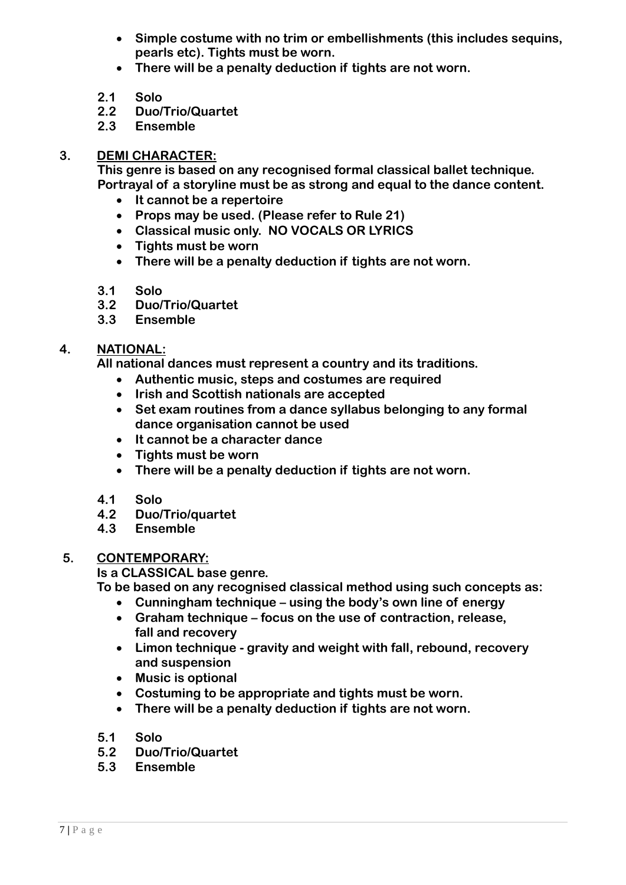- **Simple costume with no trim or embellishments (this includes sequins, pearls etc). Tights must be worn.**
- **There will be a penalty deduction if tights are not worn.**

**2.1 Solo**
**2.2 Duo/Trio/Quartet**
**2.3 Ensemble**

## 3. DEMI CHARACTER:

**This genre is based on any recognised formal classical ballet technique. Portrayal of a storyline must be as strong and equal to the dance content.**

- **It cannot be a repertoire**
- **Props may be used. (Please refer to Rule 21)**
- **Classical music only. NO VOCALS OR LYRICS**
- **Tights must be worn**
- **There will be a penalty deduction if tights are not worn.**

**3.1 Solo**
**3.2 Duo/Trio/Quartet**
**3.3 Ensemble**

## 4. NATIONAL:

**All national dances must represent a country and its traditions.**

- **Authentic music, steps and costumes are required**
- **Irish and Scottish nationals are accepted**
- **Set exam routines from a dance syllabus belonging to any formal dance organisation cannot be used**
- **It cannot be a character dance**
- **Tights must be worn**
- **There will be a penalty deduction if tights are not worn.**

**4.1 Solo**
**4.2 Duo/Trio/quartet**
**4.3 Ensemble**

## 5. CONTEMPORARY:

**Is a CLASSICAL base genre.**
**To be based on any recognised classical method using such concepts as:**

- **Cunningham technique – using the body's own line of energy**
- **Graham technique – focus on the use of contraction, release, fall and recovery**
- **Limon technique - gravity and weight with fall, rebound, recovery and suspension**
- **Music is optional**
- **Costuming to be appropriate and tights must be worn.**
- **There will be a penalty deduction if tights are not worn.**

**5.1 Solo**
**5.2 Duo/Trio/Quartet**
**5.3 Ensemble**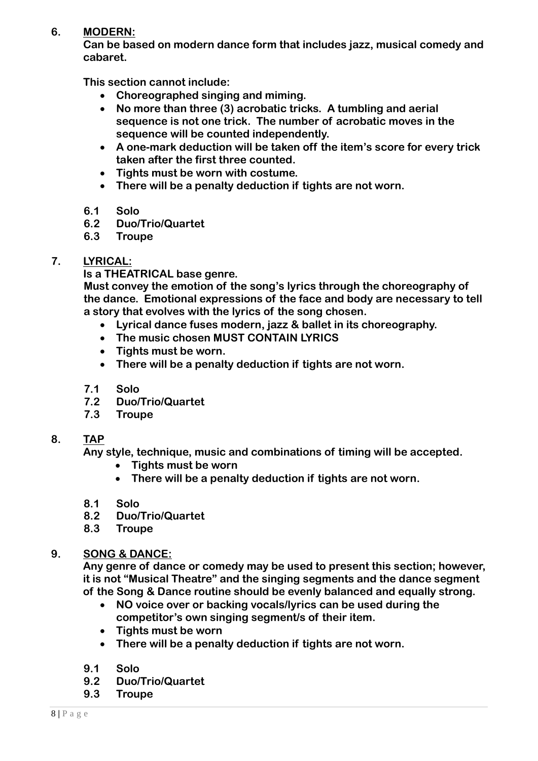## 6. MODERN:

**Can be based on modern dance form that includes jazz, musical comedy and cabaret.**

**This section cannot include:**

- **Choreographed singing and miming.**
- **No more than three (3) acrobatic tricks. A tumbling and aerial sequence is not one trick. The number of acrobatic moves in the sequence will be counted independently.**
- **A one-mark deduction will be taken off the item's score for every trick taken after the first three counted.**
- **Tights must be worn with costume.**
- **There will be a penalty deduction if tights are not worn.**

**6.1 Solo**
**6.2 Duo/Trio/Quartet**
**6.3 Troupe**

## 7. LYRICAL:

**Is a THEATRICAL base genre.**
**Must convey the emotion of the song's lyrics through the choreography of the dance. Emotional expressions of the face and body are necessary to tell a story that evolves with the lyrics of the song chosen.**

- **Lyrical dance fuses modern, jazz & ballet in its choreography.**
- **The music chosen MUST CONTAIN LYRICS**
- **Tights must be worn.**
- **There will be a penalty deduction if tights are not worn.**

**7.1 Solo**
**7.2 Duo/Trio/Quartet**
**7.3 Troupe**

## 8. TAP

**Any style, technique, music and combinations of timing will be accepted.**

- **Tights must be worn**
- **There will be a penalty deduction if tights are not worn.**

**8.1 Solo**
**8.2 Duo/Trio/Quartet**
**8.3 Troupe**

## 9. SONG & DANCE:

**Any genre of dance or comedy may be used to present this section; however, it is not "Musical Theatre" and the singing segments and the dance segment of the Song & Dance routine should be evenly balanced and equally strong.**

- **NO voice over or backing vocals/lyrics can be used during the competitor's own singing segment/s of their item.**
- **Tights must be worn**
- **There will be a penalty deduction if tights are not worn.**

**9.1 Solo**
**9.2 Duo/Trio/Quartet**
**9.3 Troupe**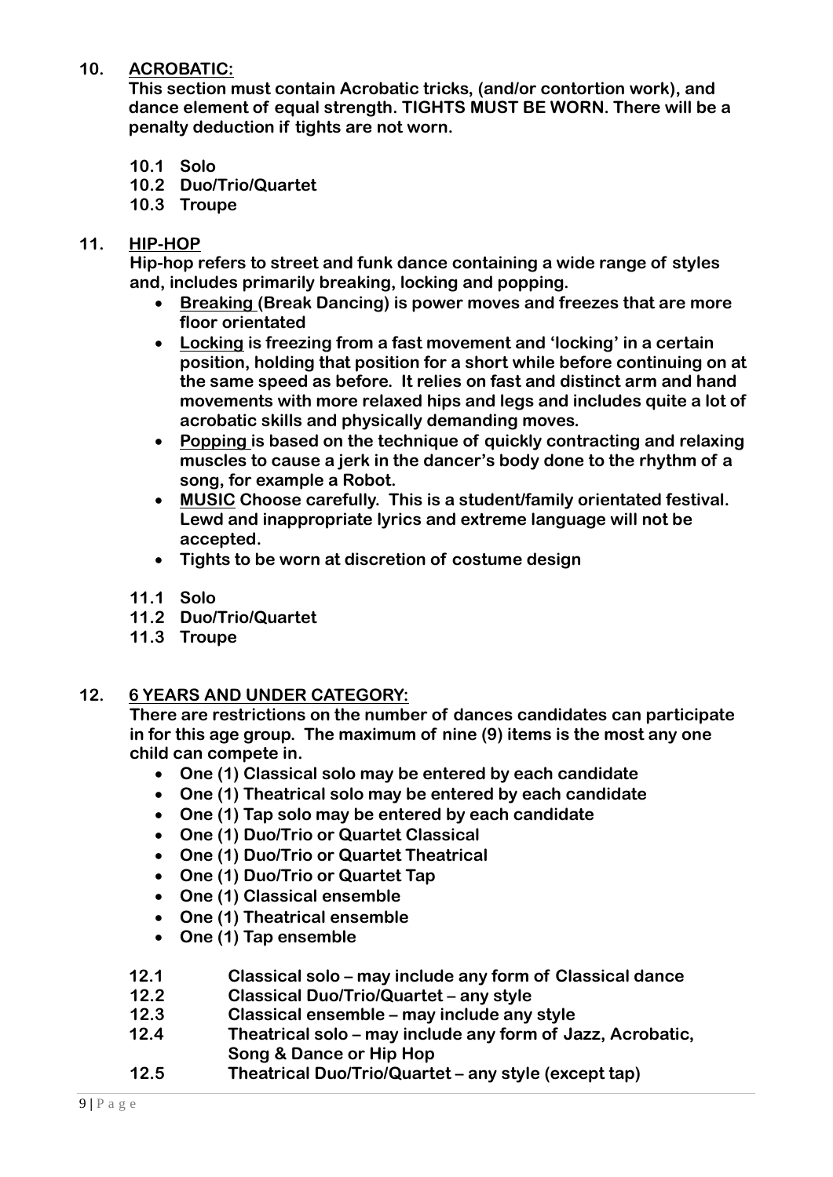**10. ACROBATIC:**

**This section must contain Acrobatic tricks, (and/or contortion work), and dance element of equal strength. TIGHTS MUST BE WORN. There will be a penalty deduction if tights are not worn.**

**10.1 Solo**
**10.2 Duo/Trio/Quartet**
**10.3 Troupe**

**11. HIP-HOP**

**Hip-hop refers to street and funk dance containing a wide range of styles and, includes primarily breaking, locking and popping.**

- **Breaking (Break Dancing) is power moves and freezes that are more floor orientated**
- **Locking is freezing from a fast movement and 'locking' in a certain position, holding that position for a short while before continuing on at the same speed as before. It relies on fast and distinct arm and hand movements with more relaxed hips and legs and includes quite a lot of acrobatic skills and physically demanding moves.**
- **Popping is based on the technique of quickly contracting and relaxing muscles to cause a jerk in the dancer's body done to the rhythm of a song, for example a Robot.**
- **MUSIC Choose carefully. This is a student/family orientated festival. Lewd and inappropriate lyrics and extreme language will not be accepted.**
- **Tights to be worn at discretion of costume design**

**11.1 Solo**
**11.2 Duo/Trio/Quartet**
**11.3 Troupe**

**12. 6 YEARS AND UNDER CATEGORY:**

**There are restrictions on the number of dances candidates can participate in for this age group. The maximum of nine (9) items is the most any one child can compete in.**

- **One (1) Classical solo may be entered by each candidate**
- **One (1) Theatrical solo may be entered by each candidate**
- **One (1) Tap solo may be entered by each candidate**
- **One (1) Duo/Trio or Quartet Classical**
- **One (1) Duo/Trio or Quartet Theatrical**
- **One (1) Duo/Trio or Quartet Tap**
- **One (1) Classical ensemble**
- **One (1) Theatrical ensemble**
- **One (1) Tap ensemble**

**12.1 Classical solo – may include any form of Classical dance**
**12.2 Classical Duo/Trio/Quartet – any style**
**12.3 Classical ensemble – may include any style**
**12.4 Theatrical solo – may include any form of Jazz, Acrobatic, Song & Dance or Hip Hop**
**12.5 Theatrical Duo/Trio/Quartet – any style (except tap)**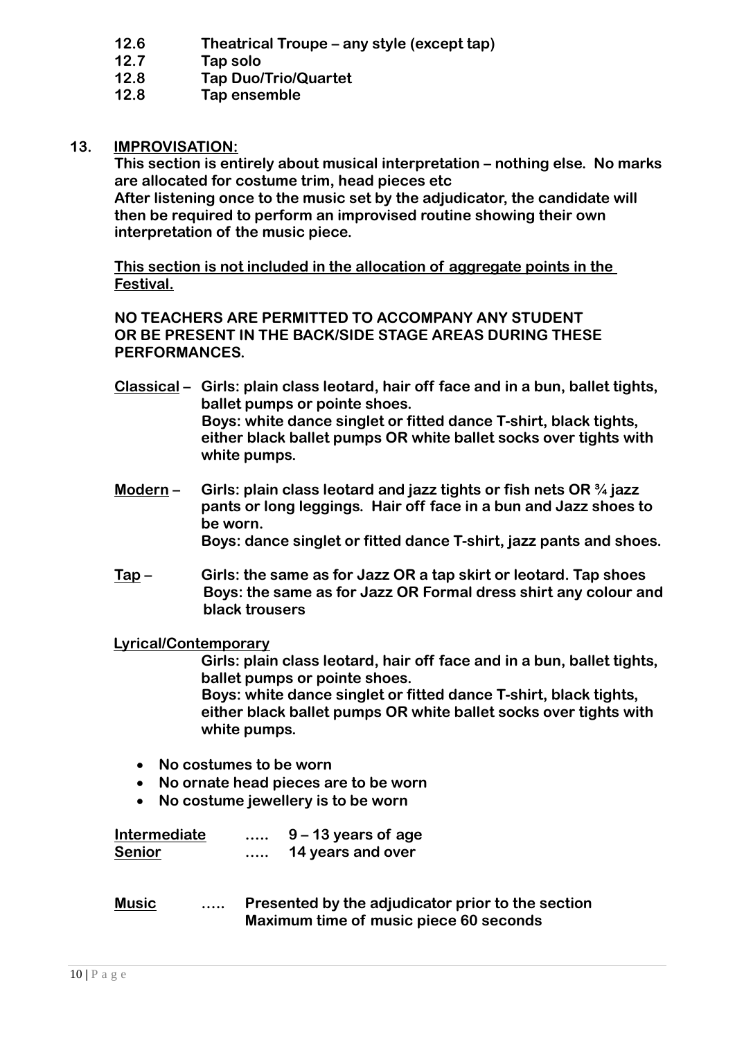**12.6 Theatrical Troupe – any style (except tap)**
**12.7 Tap solo**
**12.8 Tap Duo/Trio/Quartet**
**12.8 Tap ensemble**

## 13. <u>IMPROVISATION:</u>

**This section is entirely about musical interpretation – nothing else. No marks are allocated for costume trim, head pieces etc**
**After listening once to the music set by the adjudicator, the candidate will then be required to perform an improvised routine showing their own interpretation of the music piece.**

**<u>This section is not included in the allocation of aggregate points in the Festival.</u>**

**NO TEACHERS ARE PERMITTED TO ACCOMPANY ANY STUDENT OR BE PRESENT IN THE BACK/SIDE STAGE AREAS DURING THESE PERFORMANCES.**

**<u>Classical</u> – Girls: plain class leotard, hair off face and in a bun, ballet tights, ballet pumps or pointe shoes.**
**Boys: white dance singlet or fitted dance T-shirt, black tights, either black ballet pumps OR white ballet socks over tights with white pumps.**

**<u>Modern</u> – Girls: plain class leotard and jazz tights or fish nets OR ¾ jazz pants or long leggings. Hair off face in a bun and Jazz shoes to be worn.**
**Boys: dance singlet or fitted dance T-shirt, jazz pants and shoes.**

**<u>Tap</u> – Girls: the same as for Jazz OR a tap skirt or leotard. Tap shoes**
**Boys: the same as for Jazz OR Formal dress shirt any colour and black trousers**

**<u>Lyrical/Contemporary</u>**
**Girls: plain class leotard, hair off face and in a bun, ballet tights, ballet pumps or pointe shoes.**
**Boys: white dance singlet or fitted dance T-shirt, black tights, either black ballet pumps OR white ballet socks over tights with white pumps.**

- **No costumes to be worn**
- **No ornate head pieces are to be worn**
- **No costume jewellery is to be worn**

**<u>Intermediate</u> ….. 9 – 13 years of age**
**<u>Senior</u> ….. 14 years and over**

**<u>Music</u> ….. Presented by the adjudicator prior to the section**
**Maximum time of music piece 60 seconds**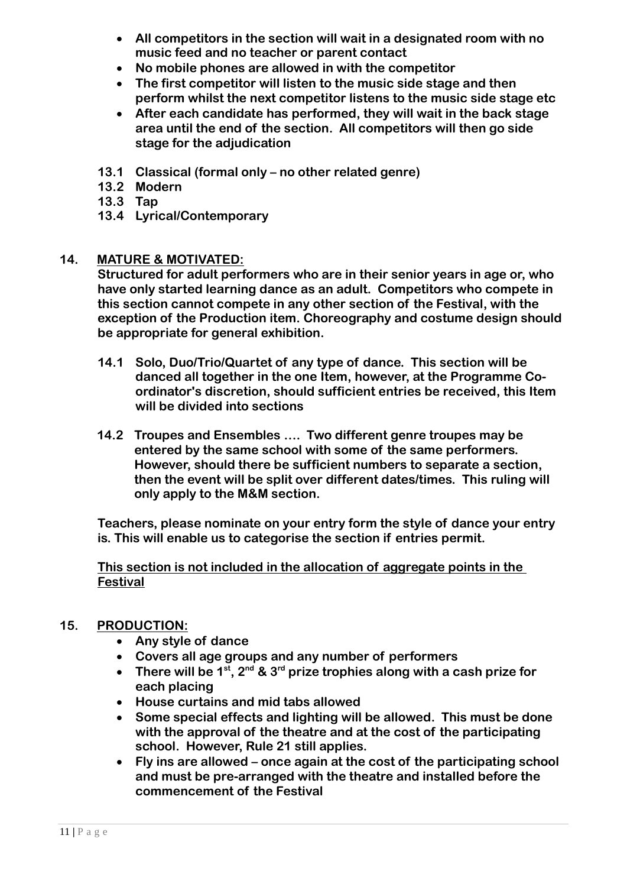- **All competitors in the section will wait in a designated room with no music feed and no teacher or parent contact**
- **No mobile phones are allowed in with the competitor**
- **The first competitor will listen to the music side stage and then perform whilst the next competitor listens to the music side stage etc**
- **After each candidate has performed, they will wait in the back stage area until the end of the section. All competitors will then go side stage for the adjudication**

**13.1 Classical (formal only – no other related genre)**
**13.2 Modern**
**13.3 Tap**
**13.4 Lyrical/Contemporary**

## 14. MATURE & MOTIVATED:

**Structured for adult performers who are in their senior years in age or, who have only started learning dance as an adult. Competitors who compete in this section cannot compete in any other section of the Festival, with the exception of the Production item. Choreography and costume design should be appropriate for general exhibition.**

**14.1 Solo, Duo/Trio/Quartet of any type of dance. This section will be danced all together in the one Item, however, at the Programme Co-ordinator's discretion, should sufficient entries be received, this Item will be divided into sections**

**14.2 Troupes and Ensembles …. Two different genre troupes may be entered by the same school with some of the same performers. However, should there be sufficient numbers to separate a section, then the event will be split over different dates/times. This ruling will only apply to the M&M section.**

**Teachers, please nominate on your entry form the style of dance your entry is. This will enable us to categorise the section if entries permit.**

**<u>This section is not included in the allocation of aggregate points in the Festival</u>**

## 15. PRODUCTION:

- **Any style of dance**
- **Covers all age groups and any number of performers**
- **There will be 1st, 2nd & 3rd prize trophies along with a cash prize for each placing**
- **House curtains and mid tabs allowed**
- **Some special effects and lighting will be allowed. This must be done with the approval of the theatre and at the cost of the participating school. However, Rule 21 still applies.**
- **Fly ins are allowed – once again at the cost of the participating school and must be pre-arranged with the theatre and installed before the commencement of the Festival**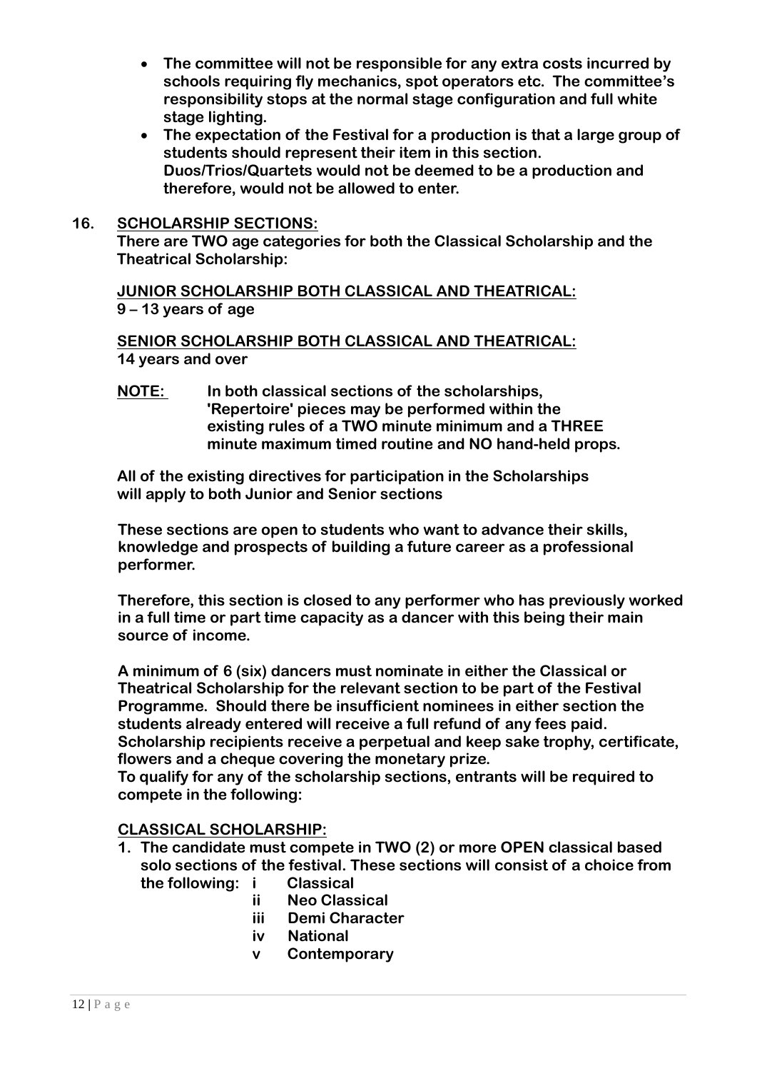- **The committee will not be responsible for any extra costs incurred by schools requiring fly mechanics, spot operators etc. The committee's responsibility stops at the normal stage configuration and full white stage lighting.**
- **The expectation of the Festival for a production is that a large group of students should represent their item in this section. Duos/Trios/Quartets would not be deemed to be a production and therefore, would not be allowed to enter.**

**16. SCHOLARSHIP SECTIONS:**

**There are TWO age categories for both the Classical Scholarship and the Theatrical Scholarship:**

**JUNIOR SCHOLARSHIP BOTH CLASSICAL AND THEATRICAL:**
**9 – 13 years of age**

**SENIOR SCHOLARSHIP BOTH CLASSICAL AND THEATRICAL:**
**14 years and over**

**NOTE:** **In both classical sections of the scholarships, 'Repertoire' pieces may be performed within the existing rules of a TWO minute minimum and a THREE minute maximum timed routine and NO hand-held props.**

**All of the existing directives for participation in the Scholarships will apply to both Junior and Senior sections**

**These sections are open to students who want to advance their skills, knowledge and prospects of building a future career as a professional performer.**

**Therefore, this section is closed to any performer who has previously worked in a full time or part time capacity as a dancer with this being their main source of income.**

**A minimum of 6 (six) dancers must nominate in either the Classical or Theatrical Scholarship for the relevant section to be part of the Festival Programme. Should there be insufficient nominees in either section the students already entered will receive a full refund of any fees paid. Scholarship recipients receive a perpetual and keep sake trophy, certificate, flowers and a cheque covering the monetary prize.**
**To qualify for any of the scholarship sections, entrants will be required to compete in the following:**

**CLASSICAL SCHOLARSHIP:**

1. **The candidate must compete in TWO (2) or more OPEN classical based solo sections of the festival. These sections will consist of a choice from the following:**
   - **i Classical**
   - **ii Neo Classical**
   - **iii Demi Character**
   - **iv National**
   - **v Contemporary**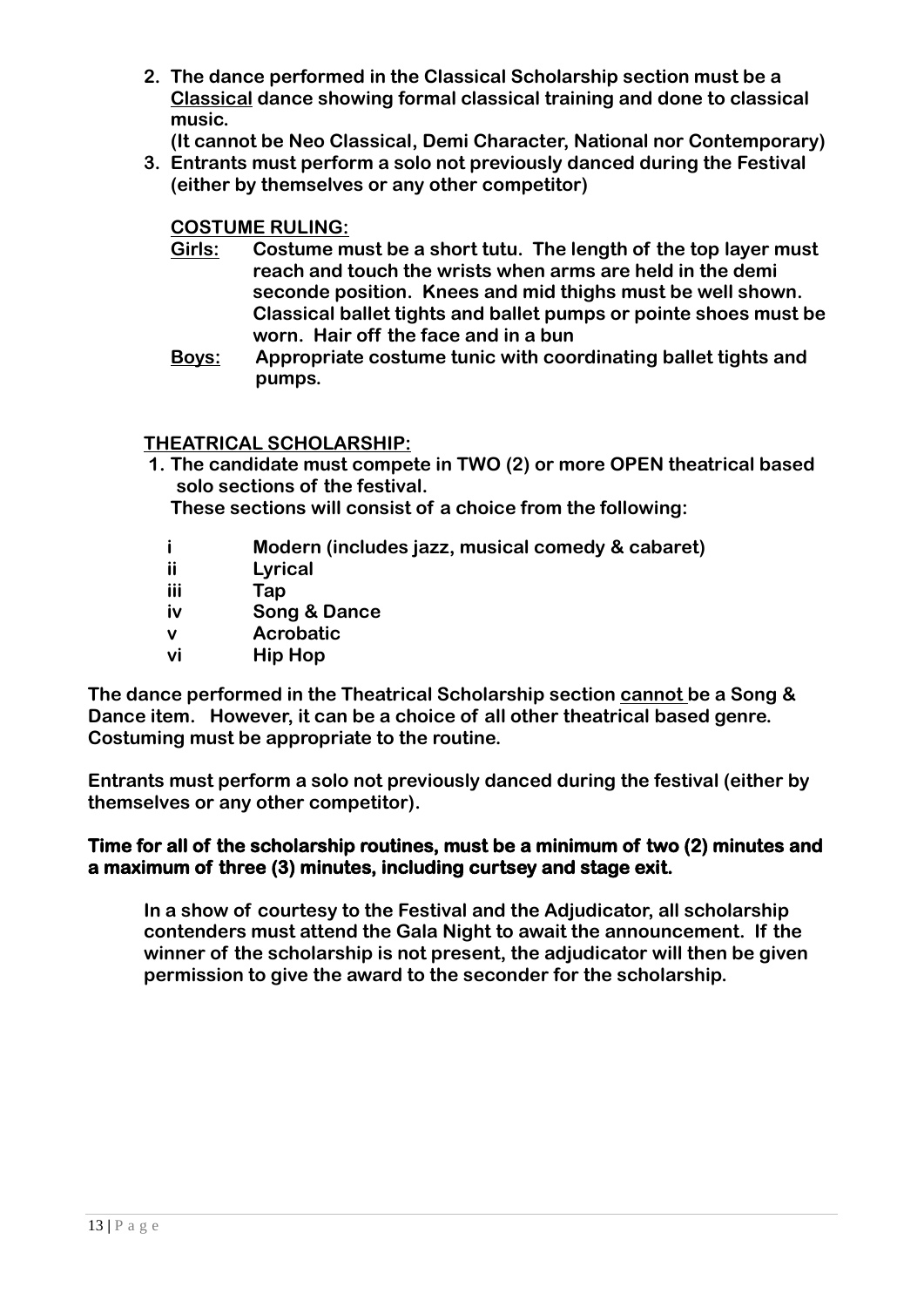2. **The dance performed in the Classical Scholarship section must be a <u>Classical</u> dance showing formal classical training and done to classical music.**
   **(It cannot be Neo Classical, Demi Character, National nor Contemporary)**
3. **Entrants must perform a solo not previously danced during the Festival (either by themselves or any other competitor)**

   **<u>COSTUME RULING:</u>**

   **<u>Girls:</u>** **Costume must be a short tutu. The length of the top layer must reach and touch the wrists when arms are held in the demi seconde position. Knees and mid thighs must be well shown. Classical ballet tights and ballet pumps or pointe shoes must be worn. Hair off the face and in a bun**

   **<u>Boys:</u>** **Appropriate costume tunic with coordinating ballet tights and pumps.**

**<u>THEATRICAL SCHOLARSHIP:</u>**

1. **The candidate must compete in TWO (2) or more OPEN theatrical based solo sections of the festival.**
   **These sections will consist of a choice from the following:**

   - **i** **Modern (includes jazz, musical comedy & cabaret)**
   - **ii** **Lyrical**
   - **iii** **Tap**
   - **iv** **Song & Dance**
   - **v** **Acrobatic**
   - **vi** **Hip Hop**

**The dance performed in the Theatrical Scholarship section <u>cannot</u> be a Song & Dance item. However, it can be a choice of all other theatrical based genre. Costuming must be appropriate to the routine.**

**Entrants must perform a solo not previously danced during the festival (either by themselves or any other competitor).**

**Time for all of the scholarship routines, must be a minimum of two (2) minutes and a maximum of three (3) minutes, including curtsey and stage exit.**

**In a show of courtesy to the Festival and the Adjudicator, all scholarship contenders must attend the Gala Night to await the announcement. If the winner of the scholarship is not present, the adjudicator will then be given permission to give the award to the seconder for the scholarship.**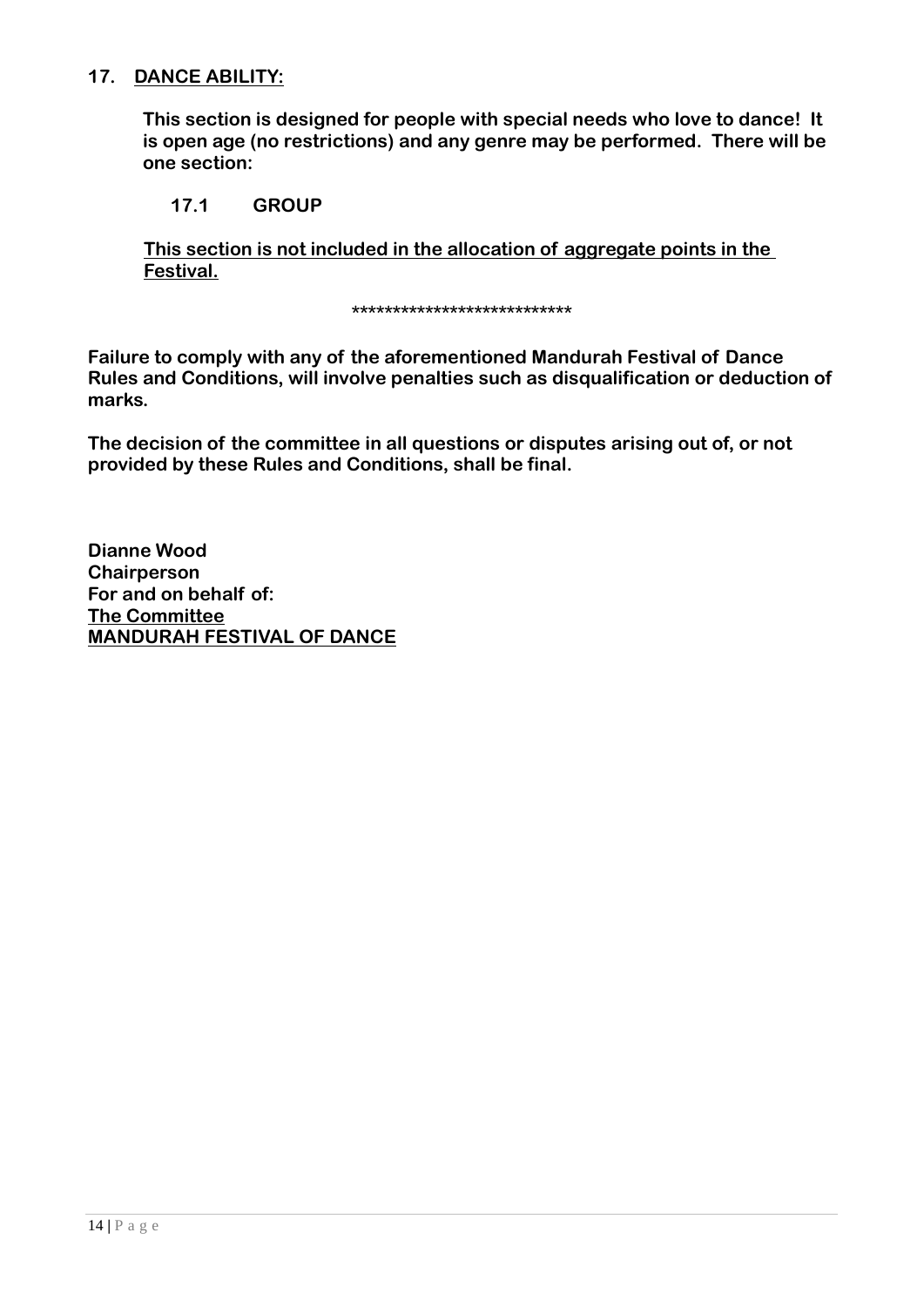## 17. DANCE ABILITY:

**This section is designed for people with special needs who love to dance! It is open age (no restrictions) and any genre may be performed. There will be one section:**

**17.1 GROUP**

**This section is not included in the allocation of aggregate points in the Festival.**

***************************

**Failure to comply with any of the aforementioned Mandurah Festival of Dance Rules and Conditions, will involve penalties such as disqualification or deduction of marks.**

**The decision of the committee in all questions or disputes arising out of, or not provided by these Rules and Conditions, shall be final.**

**Dianne Wood**
**Chairperson**
**For and on behalf of:**
**The Committee**
**MANDURAH FESTIVAL OF DANCE**